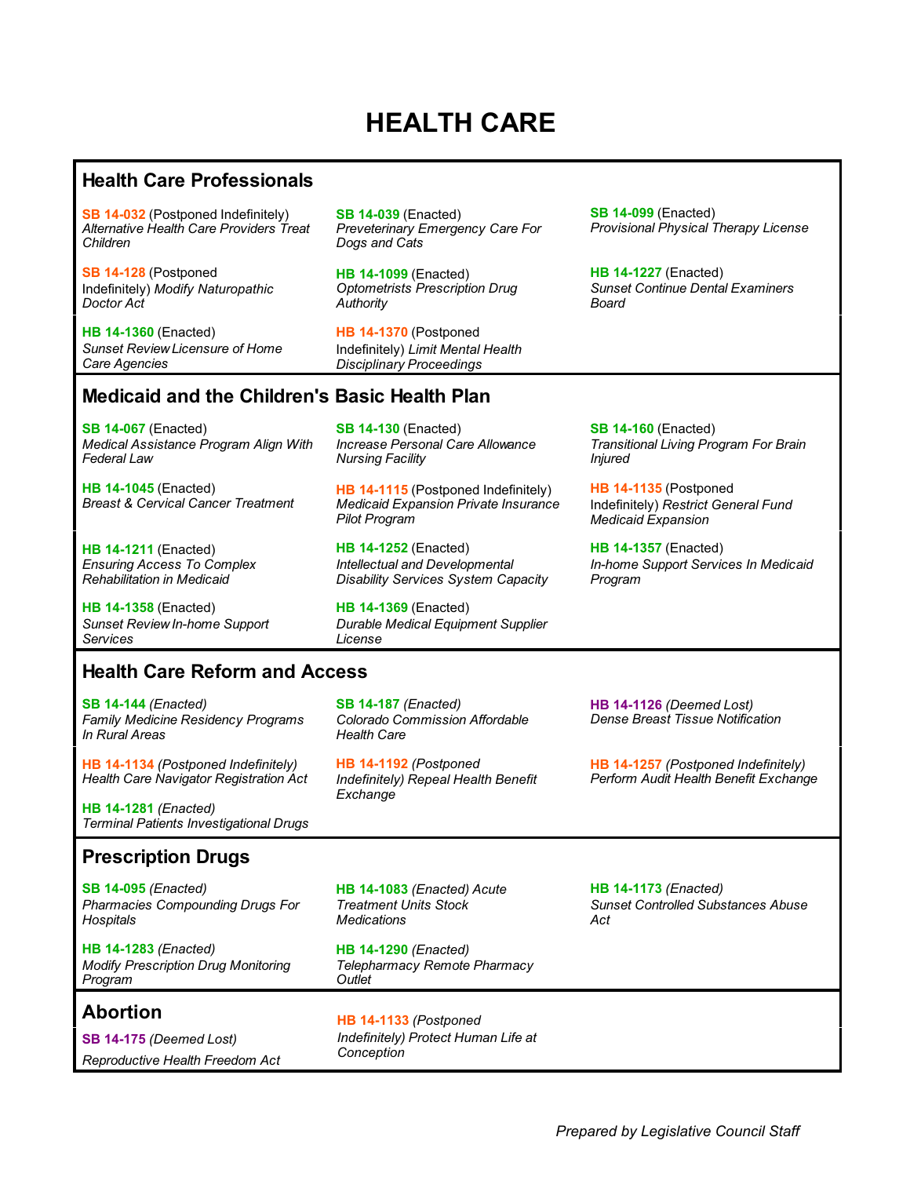# HEALTH CARE

## Health Care Professionals

**SB 14-032** (Postponed Indefinitely)
*Alternative Health Care Providers Treat Children*

**SB 14-039** (Enacted)
*Preveterinary Emergency Care For Dogs and Cats*

**SB 14-099** (Enacted)
*Provisional Physical Therapy License*

**SB 14-128** (Postponed Indefinitely) *Modify Naturopathic Doctor Act*

**HB 14-1099** (Enacted)
*Optometrists Prescription Drug Authority*

**HB 14-1227** (Enacted)
*Sunset Continue Dental Examiners Board*

**HB 14-1360** (Enacted)
*Sunset Review Licensure of Home Care Agencies*

**HB 14-1370** (Postponed Indefinitely) *Limit Mental Health Disciplinary Proceedings*

## Medicaid and the Children's Basic Health Plan

**SB 14-067** (Enacted)
*Medical Assistance Program Align With Federal Law*

**SB 14-130** (Enacted)
*Increase Personal Care Allowance Nursing Facility*

**SB 14-160** (Enacted)
*Transitional Living Program For Brain Injured*

**HB 14-1045** (Enacted)
*Breast & Cervical Cancer Treatment*

**HB 14-1115** (Postponed Indefinitely)
*Medicaid Expansion Private Insurance Pilot Program*

**HB 14-1135** (Postponed Indefinitely) *Restrict General Fund Medicaid Expansion*

**HB 14-1211** (Enacted)
*Ensuring Access To Complex Rehabilitation in Medicaid*

**HB 14-1252** (Enacted)
*Intellectual and Developmental Disability Services System Capacity*

**HB 14-1357** (Enacted)
*In-home Support Services In Medicaid Program*

**HB 14-1358** (Enacted)
*Sunset Review In-home Support Services*

**HB 14-1369** (Enacted)
*Durable Medical Equipment Supplier License*

## Health Care Reform and Access

**SB 14-144** *(Enacted)*
*Family Medicine Residency Programs In Rural Areas*

**SB 14-187** *(Enacted)*
*Colorado Commission Affordable Health Care*

**HB 14-1126** *(Deemed Lost)*
*Dense Breast Tissue Notification*

**HB 14-1134** *(Postponed Indefinitely)*
*Health Care Navigator Registration Act*

**HB 14-1192** *(Postponed Indefinitely) Repeal Health Benefit Exchange*

**HB 14-1257** *(Postponed Indefinitely)*
*Perform Audit Health Benefit Exchange*

**HB 14-1281** *(Enacted)*
*Terminal Patients Investigational Drugs*

## Prescription Drugs

**SB 14-095** *(Enacted)*
*Pharmacies Compounding Drugs For Hospitals*

**HB 14-1083** *(Enacted) Acute Treatment Units Stock Medications*

**HB 14-1173** *(Enacted)*
*Sunset Controlled Substances Abuse Act*

**HB 14-1283** *(Enacted)*
*Modify Prescription Drug Monitoring Program*

**HB 14-1290** *(Enacted)*
*Telepharmacy Remote Pharmacy Outlet*

## Abortion

**SB 14-175** *(Deemed Lost)*
*Reproductive Health Freedom Act*

**HB 14-1133** *(Postponed Indefinitely) Protect Human Life at Conception*

*Prepared by Legislative Council Staff*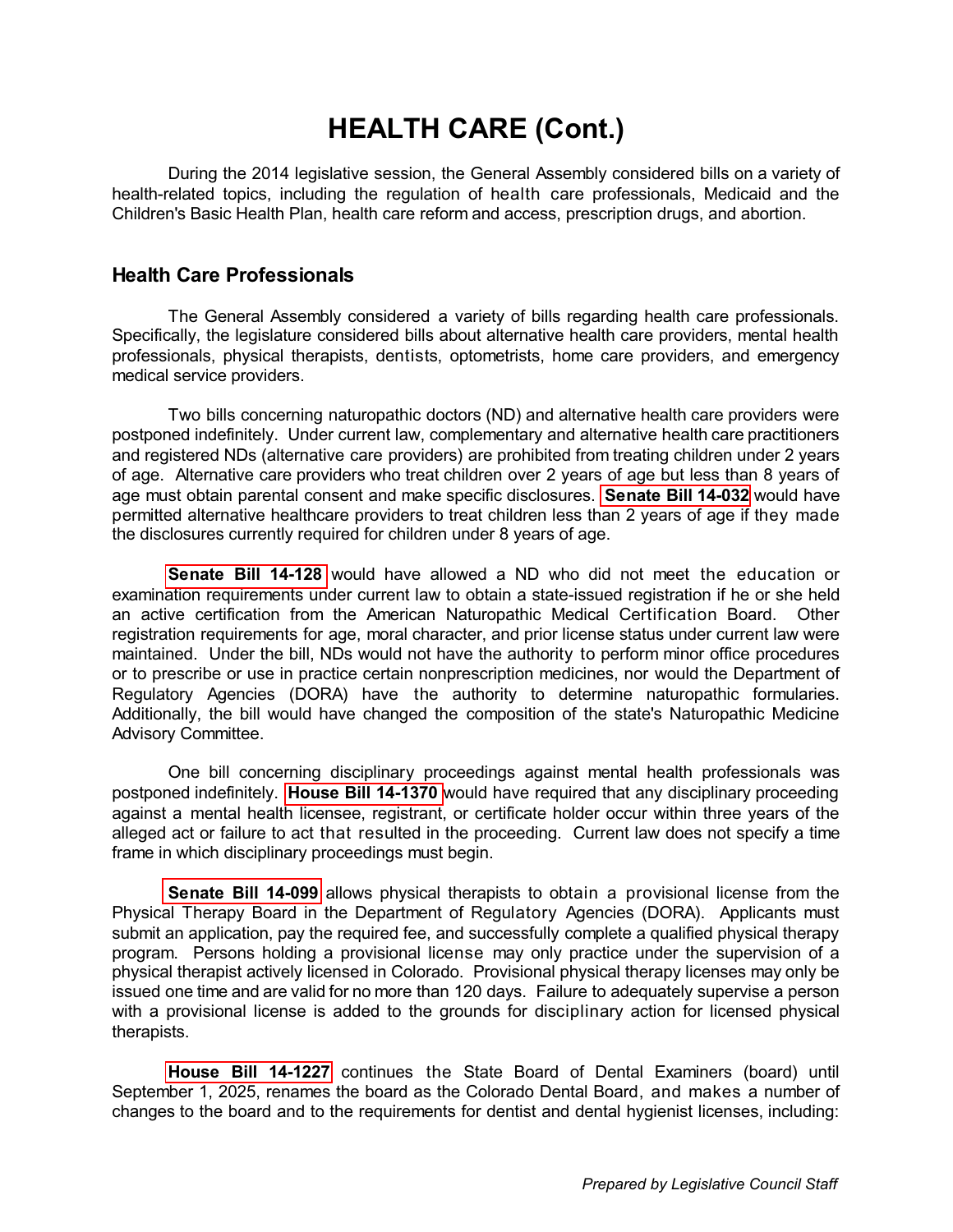# HEALTH CARE (Cont.)

During the 2014 legislative session, the General Assembly considered bills on a variety of health-related topics, including the regulation of health care professionals, Medicaid and the Children's Basic Health Plan, health care reform and access, prescription drugs, and abortion.

## Health Care Professionals

The General Assembly considered a variety of bills regarding health care professionals. Specifically, the legislature considered bills about alternative health care providers, mental health professionals, physical therapists, dentists, optometrists, home care providers, and emergency medical service providers.

Two bills concerning naturopathic doctors (ND) and alternative health care providers were postponed indefinitely. Under current law, complementary and alternative health care practitioners and registered NDs (alternative care providers) are prohibited from treating children under 2 years of age. Alternative care providers who treat children over 2 years of age but less than 8 years of age must obtain parental consent and make specific disclosures. **Senate Bill 14-032** would have permitted alternative healthcare providers to treat children less than 2 years of age if they made the disclosures currently required for children under 8 years of age.

**Senate Bill 14-128** would have allowed a ND who did not meet the education or examination requirements under current law to obtain a state-issued registration if he or she held an active certification from the American Naturopathic Medical Certification Board. Other registration requirements for age, moral character, and prior license status under current law were maintained. Under the bill, NDs would not have the authority to perform minor office procedures or to prescribe or use in practice certain nonprescription medicines, nor would the Department of Regulatory Agencies (DORA) have the authority to determine naturopathic formularies. Additionally, the bill would have changed the composition of the state's Naturopathic Medicine Advisory Committee.

One bill concerning disciplinary proceedings against mental health professionals was postponed indefinitely. **House Bill 14-1370** would have required that any disciplinary proceeding against a mental health licensee, registrant, or certificate holder occur within three years of the alleged act or failure to act that resulted in the proceeding. Current law does not specify a time frame in which disciplinary proceedings must begin.

**Senate Bill 14-099** allows physical therapists to obtain a provisional license from the Physical Therapy Board in the Department of Regulatory Agencies (DORA). Applicants must submit an application, pay the required fee, and successfully complete a qualified physical therapy program. Persons holding a provisional license may only practice under the supervision of a physical therapist actively licensed in Colorado. Provisional physical therapy licenses may only be issued one time and are valid for no more than 120 days. Failure to adequately supervise a person with a provisional license is added to the grounds for disciplinary action for licensed physical therapists.

**House Bill 14-1227** continues the State Board of Dental Examiners (board) until September 1, 2025, renames the board as the Colorado Dental Board, and makes a number of changes to the board and to the requirements for dentist and dental hygienist licenses, including: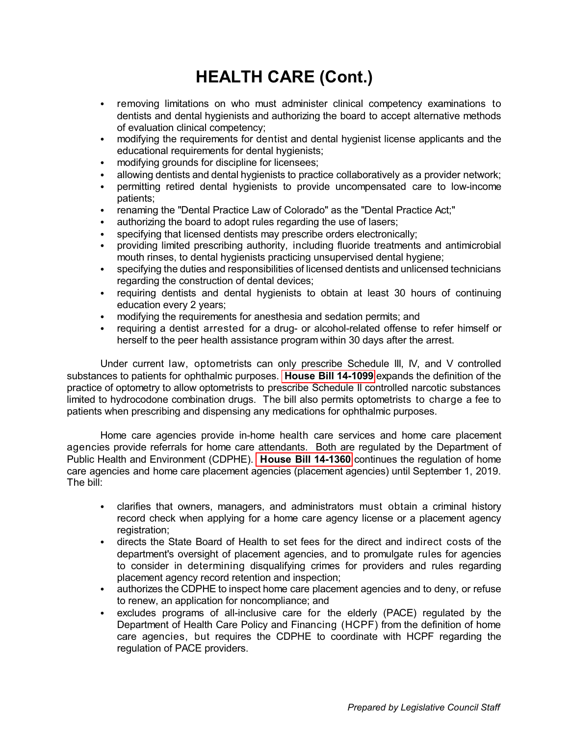# HEALTH CARE (Cont.)

- removing limitations on who must administer clinical competency examinations to dentists and dental hygienists and authorizing the board to accept alternative methods of evaluation clinical competency;
- modifying the requirements for dentist and dental hygienist license applicants and the educational requirements for dental hygienists;
- modifying grounds for discipline for licensees;
- allowing dentists and dental hygienists to practice collaboratively as a provider network;
- permitting retired dental hygienists to provide uncompensated care to low-income patients;
- renaming the "Dental Practice Law of Colorado" as the "Dental Practice Act;"
- authorizing the board to adopt rules regarding the use of lasers;
- specifying that licensed dentists may prescribe orders electronically;
- providing limited prescribing authority, including fluoride treatments and antimicrobial mouth rinses, to dental hygienists practicing unsupervised dental hygiene;
- specifying the duties and responsibilities of licensed dentists and unlicensed technicians regarding the construction of dental devices;
- requiring dentists and dental hygienists to obtain at least 30 hours of continuing education every 2 years;
- modifying the requirements for anesthesia and sedation permits; and
- requiring a dentist arrested for a drug- or alcohol-related offense to refer himself or herself to the peer health assistance program within 30 days after the arrest.

Under current law, optometrists can only prescribe Schedule III, IV, and V controlled substances to patients for ophthalmic purposes. **House Bill 14-1099** expands the definition of the practice of optometry to allow optometrists to prescribe Schedule II controlled narcotic substances limited to hydrocodone combination drugs. The bill also permits optometrists to charge a fee to patients when prescribing and dispensing any medications for ophthalmic purposes.

Home care agencies provide in-home health care services and home care placement agencies provide referrals for home care attendants. Both are regulated by the Department of Public Health and Environment (CDPHE). **House Bill 14-1360** continues the regulation of home care agencies and home care placement agencies (placement agencies) until September 1, 2019. The bill:

- clarifies that owners, managers, and administrators must obtain a criminal history record check when applying for a home care agency license or a placement agency registration;
- directs the State Board of Health to set fees for the direct and indirect costs of the department's oversight of placement agencies, and to promulgate rules for agencies to consider in determining disqualifying crimes for providers and rules regarding placement agency record retention and inspection;
- authorizes the CDPHE to inspect home care placement agencies and to deny, or refuse to renew, an application for noncompliance; and
- excludes programs of all-inclusive care for the elderly (PACE) regulated by the Department of Health Care Policy and Financing (HCPF) from the definition of home care agencies, but requires the CDPHE to coordinate with HCPF regarding the regulation of PACE providers.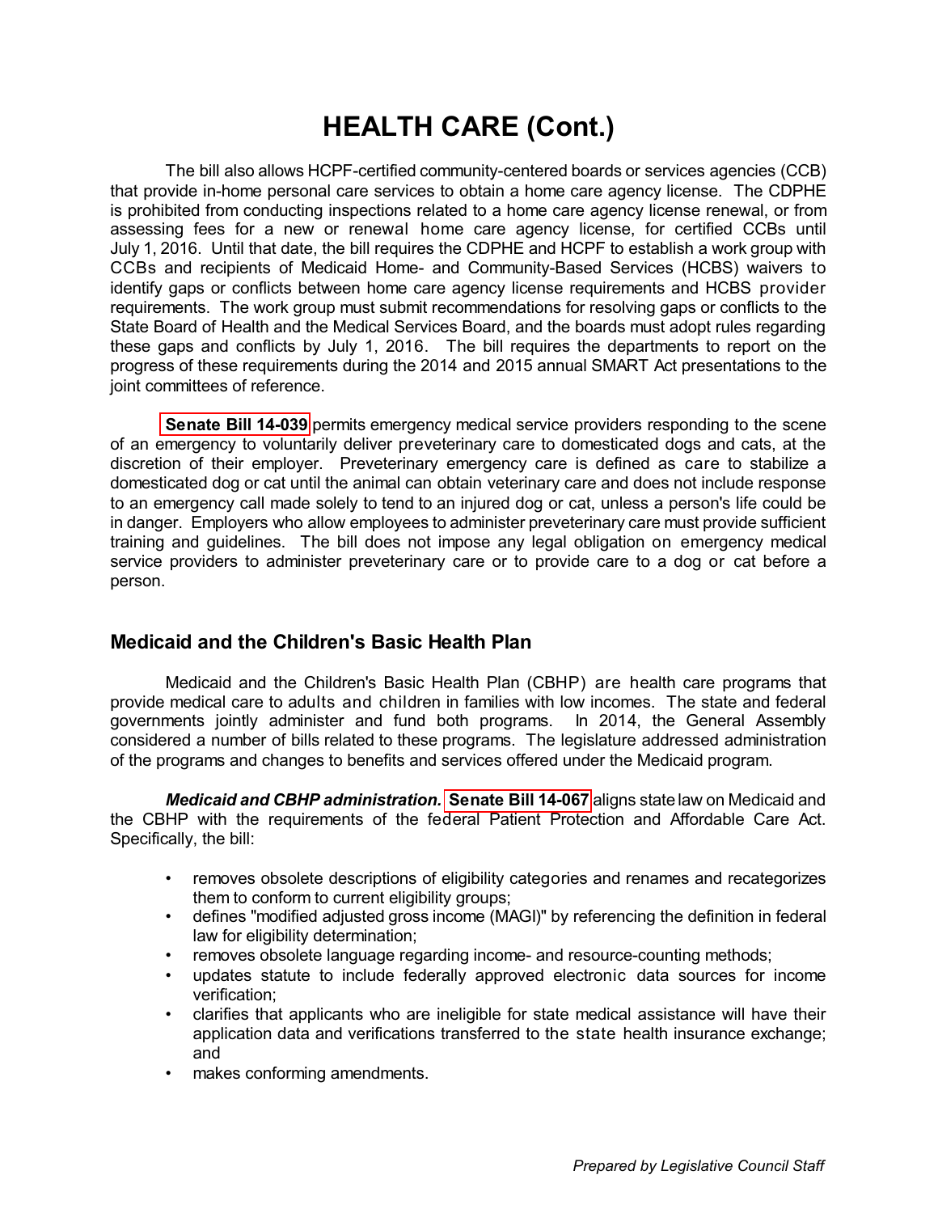# HEALTH CARE (Cont.)

The bill also allows HCPF-certified community-centered boards or services agencies (CCB) that provide in-home personal care services to obtain a home care agency license. The CDPHE is prohibited from conducting inspections related to a home care agency license renewal, or from assessing fees for a new or renewal home care agency license, for certified CCBs until July 1, 2016. Until that date, the bill requires the CDPHE and HCPF to establish a work group with CCBs and recipients of Medicaid Home- and Community-Based Services (HCBS) waivers to identify gaps or conflicts between home care agency license requirements and HCBS provider requirements. The work group must submit recommendations for resolving gaps or conflicts to the State Board of Health and the Medical Services Board, and the boards must adopt rules regarding these gaps and conflicts by July 1, 2016. The bill requires the departments to report on the progress of these requirements during the 2014 and 2015 annual SMART Act presentations to the joint committees of reference.

**Senate Bill 14-039** permits emergency medical service providers responding to the scene of an emergency to voluntarily deliver preveterinary care to domesticated dogs and cats, at the discretion of their employer. Preveterinary emergency care is defined as care to stabilize a domesticated dog or cat until the animal can obtain veterinary care and does not include response to an emergency call made solely to tend to an injured dog or cat, unless a person's life could be in danger. Employers who allow employees to administer preveterinary care must provide sufficient training and guidelines. The bill does not impose any legal obligation on emergency medical service providers to administer preveterinary care or to provide care to a dog or cat before a person.

## Medicaid and the Children's Basic Health Plan

Medicaid and the Children's Basic Health Plan (CBHP) are health care programs that provide medical care to adults and children in families with low incomes. The state and federal governments jointly administer and fund both programs. In 2014, the General Assembly considered a number of bills related to these programs. The legislature addressed administration of the programs and changes to benefits and services offered under the Medicaid program.

***Medicaid and CBHP administration.*** **Senate Bill 14-067** aligns state law on Medicaid and the CBHP with the requirements of the federal Patient Protection and Affordable Care Act. Specifically, the bill:

- removes obsolete descriptions of eligibility categories and renames and recategorizes them to conform to current eligibility groups;
- defines "modified adjusted gross income (MAGI)" by referencing the definition in federal law for eligibility determination;
- removes obsolete language regarding income- and resource-counting methods;
- updates statute to include federally approved electronic data sources for income verification;
- clarifies that applicants who are ineligible for state medical assistance will have their application data and verifications transferred to the state health insurance exchange; and
- makes conforming amendments.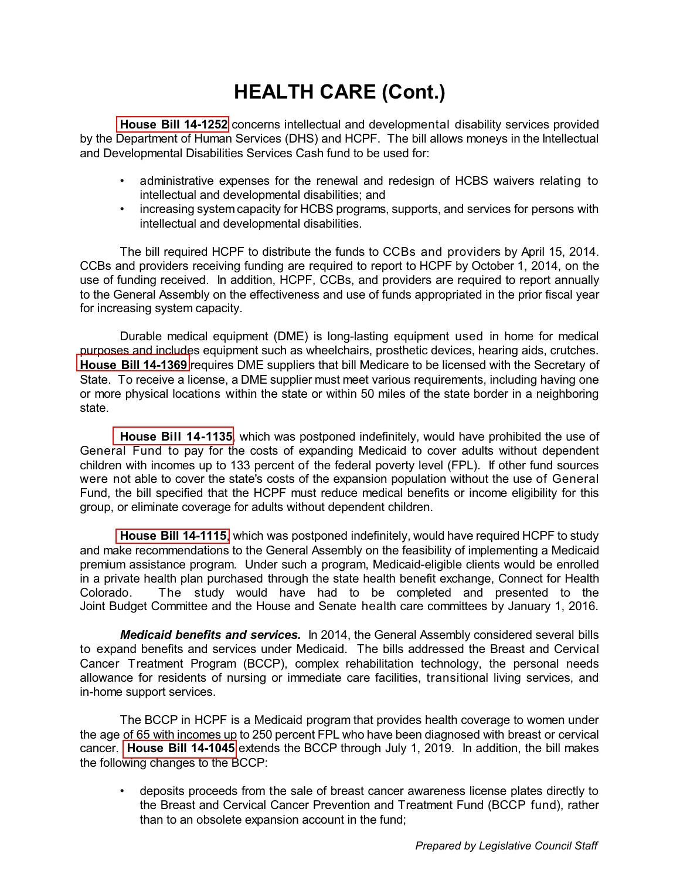# HEALTH CARE (Cont.)

**House Bill 14-1252** concerns intellectual and developmental disability services provided by the Department of Human Services (DHS) and HCPF. The bill allows moneys in the Intellectual and Developmental Disabilities Services Cash fund to be used for:

- administrative expenses for the renewal and redesign of HCBS waivers relating to intellectual and developmental disabilities; and
- increasing system capacity for HCBS programs, supports, and services for persons with intellectual and developmental disabilities.

The bill required HCPF to distribute the funds to CCBs and providers by April 15, 2014. CCBs and providers receiving funding are required to report to HCPF by October 1, 2014, on the use of funding received. In addition, HCPF, CCBs, and providers are required to report annually to the General Assembly on the effectiveness and use of funds appropriated in the prior fiscal year for increasing system capacity.

Durable medical equipment (DME) is long-lasting equipment used in home for medical purposes and includes equipment such as wheelchairs, prosthetic devices, hearing aids, crutches. **House Bill 14-1369** requires DME suppliers that bill Medicare to be licensed with the Secretary of State. To receive a license, a DME supplier must meet various requirements, including having one or more physical locations within the state or within 50 miles of the state border in a neighboring state.

**House Bill 14-1135**, which was postponed indefinitely, would have prohibited the use of General Fund to pay for the costs of expanding Medicaid to cover adults without dependent children with incomes up to 133 percent of the federal poverty level (FPL). If other fund sources were not able to cover the state's costs of the expansion population without the use of General Fund, the bill specified that the HCPF must reduce medical benefits or income eligibility for this group, or eliminate coverage for adults without dependent children.

**House Bill 14-1115**, which was postponed indefinitely, would have required HCPF to study and make recommendations to the General Assembly on the feasibility of implementing a Medicaid premium assistance program. Under such a program, Medicaid-eligible clients would be enrolled in a private health plan purchased through the state health benefit exchange, Connect for Health Colorado. The study would have had to be completed and presented to the Joint Budget Committee and the House and Senate health care committees by January 1, 2016.

***Medicaid benefits and services.*** In 2014, the General Assembly considered several bills to expand benefits and services under Medicaid. The bills addressed the Breast and Cervical Cancer Treatment Program (BCCP), complex rehabilitation technology, the personal needs allowance for residents of nursing or immediate care facilities, transitional living services, and in-home support services.

The BCCP in HCPF is a Medicaid program that provides health coverage to women under the age of 65 with incomes up to 250 percent FPL who have been diagnosed with breast or cervical cancer. **House Bill 14-1045** extends the BCCP through July 1, 2019. In addition, the bill makes the following changes to the BCCP:

- deposits proceeds from the sale of breast cancer awareness license plates directly to the Breast and Cervical Cancer Prevention and Treatment Fund (BCCP fund), rather than to an obsolete expansion account in the fund;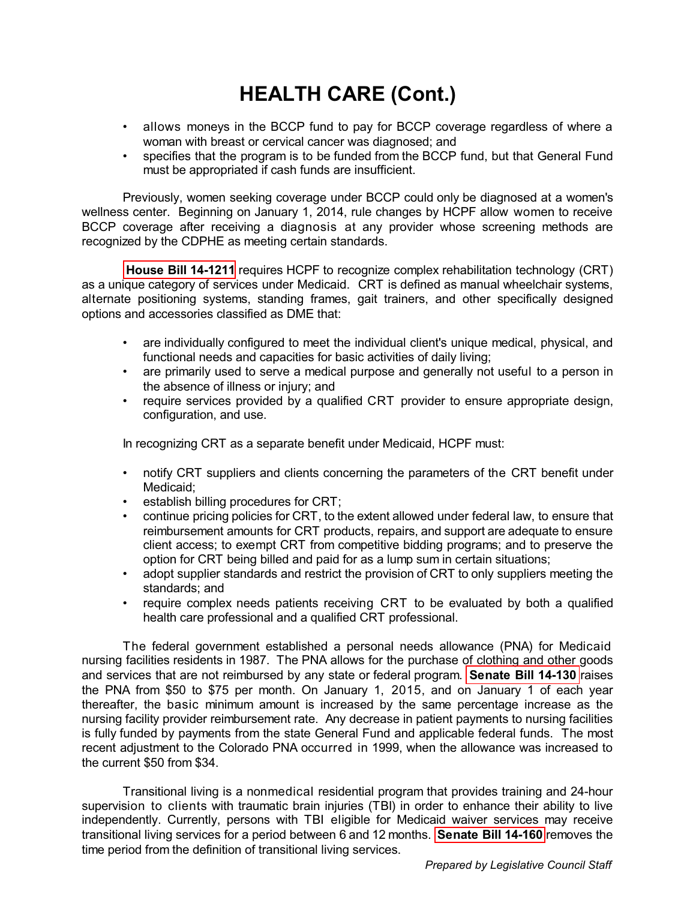# HEALTH CARE (Cont.)

- allows moneys in the BCCP fund to pay for BCCP coverage regardless of where a woman with breast or cervical cancer was diagnosed; and
- specifies that the program is to be funded from the BCCP fund, but that General Fund must be appropriated if cash funds are insufficient.

Previously, women seeking coverage under BCCP could only be diagnosed at a women's wellness center. Beginning on January 1, 2014, rule changes by HCPF allow women to receive BCCP coverage after receiving a diagnosis at any provider whose screening methods are recognized by the CDPHE as meeting certain standards.

**House Bill 14-1211** requires HCPF to recognize complex rehabilitation technology (CRT) as a unique category of services under Medicaid. CRT is defined as manual wheelchair systems, alternate positioning systems, standing frames, gait trainers, and other specifically designed options and accessories classified as DME that:

- are individually configured to meet the individual client's unique medical, physical, and functional needs and capacities for basic activities of daily living;
- are primarily used to serve a medical purpose and generally not useful to a person in the absence of illness or injury; and
- require services provided by a qualified CRT provider to ensure appropriate design, configuration, and use.

In recognizing CRT as a separate benefit under Medicaid, HCPF must:

- notify CRT suppliers and clients concerning the parameters of the CRT benefit under Medicaid;
- establish billing procedures for CRT;
- continue pricing policies for CRT, to the extent allowed under federal law, to ensure that reimbursement amounts for CRT products, repairs, and support are adequate to ensure client access; to exempt CRT from competitive bidding programs; and to preserve the option for CRT being billed and paid for as a lump sum in certain situations;
- adopt supplier standards and restrict the provision of CRT to only suppliers meeting the standards; and
- require complex needs patients receiving CRT to be evaluated by both a qualified health care professional and a qualified CRT professional.

The federal government established a personal needs allowance (PNA) for Medicaid nursing facilities residents in 1987. The PNA allows for the purchase of clothing and other goods and services that are not reimbursed by any state or federal program. **Senate Bill 14-130** raises the PNA from $50 to $75 per month. On January 1, 2015, and on January 1 of each year thereafter, the basic minimum amount is increased by the same percentage increase as the nursing facility provider reimbursement rate. Any decrease in patient payments to nursing facilities is fully funded by payments from the state General Fund and applicable federal funds. The most recent adjustment to the Colorado PNA occurred in 1999, when the allowance was increased to the current $50 from $34.

Transitional living is a nonmedical residential program that provides training and 24-hour supervision to clients with traumatic brain injuries (TBI) in order to enhance their ability to live independently. Currently, persons with TBI eligible for Medicaid waiver services may receive transitional living services for a period between 6 and 12 months. **Senate Bill 14-160** removes the time period from the definition of transitional living services.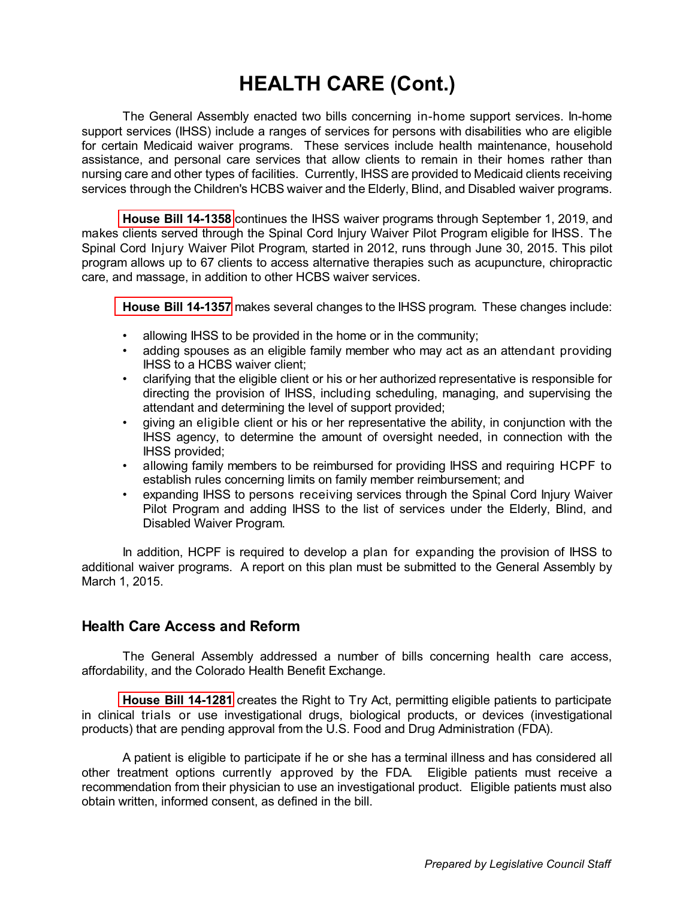# HEALTH CARE (Cont.)

The General Assembly enacted two bills concerning in-home support services. In-home support services (IHSS) include a ranges of services for persons with disabilities who are eligible for certain Medicaid waiver programs. These services include health maintenance, household assistance, and personal care services that allow clients to remain in their homes rather than nursing care and other types of facilities. Currently, IHSS are provided to Medicaid clients receiving services through the Children's HCBS waiver and the Elderly, Blind, and Disabled waiver programs.

**House Bill 14-1358** continues the IHSS waiver programs through September 1, 2019, and makes clients served through the Spinal Cord Injury Waiver Pilot Program eligible for IHSS. The Spinal Cord Injury Waiver Pilot Program, started in 2012, runs through June 30, 2015. This pilot program allows up to 67 clients to access alternative therapies such as acupuncture, chiropractic care, and massage, in addition to other HCBS waiver services.

**House Bill 14-1357** makes several changes to the IHSS program. These changes include:

- allowing IHSS to be provided in the home or in the community;
- adding spouses as an eligible family member who may act as an attendant providing IHSS to a HCBS waiver client;
- clarifying that the eligible client or his or her authorized representative is responsible for directing the provision of IHSS, including scheduling, managing, and supervising the attendant and determining the level of support provided;
- giving an eligible client or his or her representative the ability, in conjunction with the IHSS agency, to determine the amount of oversight needed, in connection with the IHSS provided;
- allowing family members to be reimbursed for providing IHSS and requiring HCPF to establish rules concerning limits on family member reimbursement; and
- expanding IHSS to persons receiving services through the Spinal Cord Injury Waiver Pilot Program and adding IHSS to the list of services under the Elderly, Blind, and Disabled Waiver Program.

In addition, HCPF is required to develop a plan for expanding the provision of IHSS to additional waiver programs. A report on this plan must be submitted to the General Assembly by March 1, 2015.

## Health Care Access and Reform

The General Assembly addressed a number of bills concerning health care access, affordability, and the Colorado Health Benefit Exchange.

**House Bill 14-1281** creates the Right to Try Act, permitting eligible patients to participate in clinical trials or use investigational drugs, biological products, or devices (investigational products) that are pending approval from the U.S. Food and Drug Administration (FDA).

A patient is eligible to participate if he or she has a terminal illness and has considered all other treatment options currently approved by the FDA. Eligible patients must receive a recommendation from their physician to use an investigational product. Eligible patients must also obtain written, informed consent, as defined in the bill.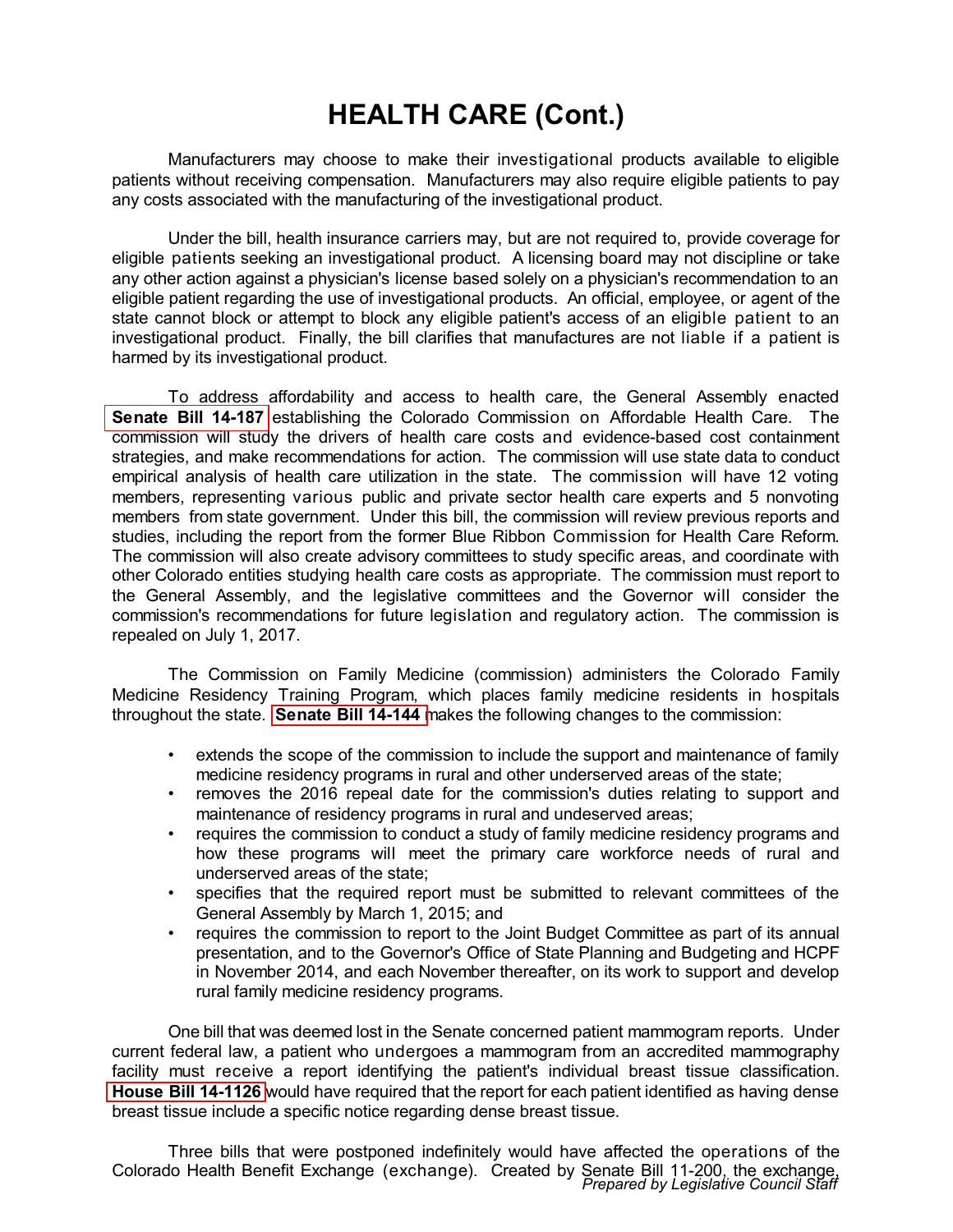# HEALTH CARE (Cont.)

Manufacturers may choose to make their investigational products available to eligible patients without receiving compensation. Manufacturers may also require eligible patients to pay any costs associated with the manufacturing of the investigational product.

Under the bill, health insurance carriers may, but are not required to, provide coverage for eligible patients seeking an investigational product. A licensing board may not discipline or take any other action against a physician's license based solely on a physician's recommendation to an eligible patient regarding the use of investigational products. An official, employee, or agent of the state cannot block or attempt to block any eligible patient's access of an eligible patient to an investigational product. Finally, the bill clarifies that manufactures are not liable if a patient is harmed by its investigational product.

To address affordability and access to health care, the General Assembly enacted **Senate Bill 14-187** establishing the Colorado Commission on Affordable Health Care. The commission will study the drivers of health care costs and evidence-based cost containment strategies, and make recommendations for action. The commission will use state data to conduct empirical analysis of health care utilization in the state. The commission will have 12 voting members, representing various public and private sector health care experts and 5 nonvoting members from state government. Under this bill, the commission will review previous reports and studies, including the report from the former Blue Ribbon Commission for Health Care Reform. The commission will also create advisory committees to study specific areas, and coordinate with other Colorado entities studying health care costs as appropriate. The commission must report to the General Assembly, and the legislative committees and the Governor will consider the commission's recommendations for future legislation and regulatory action. The commission is repealed on July 1, 2017.

The Commission on Family Medicine (commission) administers the Colorado Family Medicine Residency Training Program, which places family medicine residents in hospitals throughout the state. **Senate Bill 14-144** makes the following changes to the commission:

- extends the scope of the commission to include the support and maintenance of family medicine residency programs in rural and other underserved areas of the state;
- removes the 2016 repeal date for the commission's duties relating to support and maintenance of residency programs in rural and undeserved areas;
- requires the commission to conduct a study of family medicine residency programs and how these programs will meet the primary care workforce needs of rural and underserved areas of the state;
- specifies that the required report must be submitted to relevant committees of the General Assembly by March 1, 2015; and
- requires the commission to report to the Joint Budget Committee as part of its annual presentation, and to the Governor's Office of State Planning and Budgeting and HCPF in November 2014, and each November thereafter, on its work to support and develop rural family medicine residency programs.

One bill that was deemed lost in the Senate concerned patient mammogram reports. Under current federal law, a patient who undergoes a mammogram from an accredited mammography facility must receive a report identifying the patient's individual breast tissue classification. **House Bill 14-1126** would have required that the report for each patient identified as having dense breast tissue include a specific notice regarding dense breast tissue.

Three bills that were postponed indefinitely would have affected the operations of the Colorado Health Benefit Exchange (exchange). Created by Senate Bill 11-200, the exchange,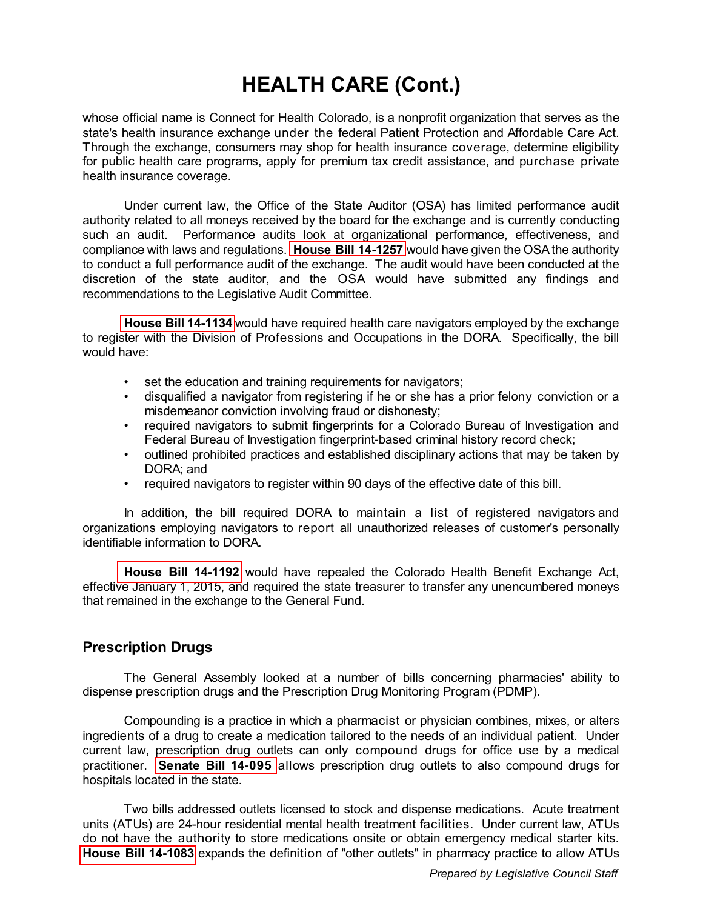# HEALTH CARE (Cont.)

whose official name is Connect for Health Colorado, is a nonprofit organization that serves as the state's health insurance exchange under the federal Patient Protection and Affordable Care Act. Through the exchange, consumers may shop for health insurance coverage, determine eligibility for public health care programs, apply for premium tax credit assistance, and purchase private health insurance coverage.

Under current law, the Office of the State Auditor (OSA) has limited performance audit authority related to all moneys received by the board for the exchange and is currently conducting such an audit. Performance audits look at organizational performance, effectiveness, and compliance with laws and regulations. **House Bill 14-1257** would have given the OSA the authority to conduct a full performance audit of the exchange. The audit would have been conducted at the discretion of the state auditor, and the OSA would have submitted any findings and recommendations to the Legislative Audit Committee.

**House Bill 14-1134** would have required health care navigators employed by the exchange to register with the Division of Professions and Occupations in the DORA. Specifically, the bill would have:

- set the education and training requirements for navigators;
- disqualified a navigator from registering if he or she has a prior felony conviction or a misdemeanor conviction involving fraud or dishonesty;
- required navigators to submit fingerprints for a Colorado Bureau of Investigation and Federal Bureau of Investigation fingerprint-based criminal history record check;
- outlined prohibited practices and established disciplinary actions that may be taken by DORA; and
- required navigators to register within 90 days of the effective date of this bill.

In addition, the bill required DORA to maintain a list of registered navigators and organizations employing navigators to report all unauthorized releases of customer's personally identifiable information to DORA.

**House Bill 14-1192** would have repealed the Colorado Health Benefit Exchange Act, effective January 1, 2015, and required the state treasurer to transfer any unencumbered moneys that remained in the exchange to the General Fund.

## Prescription Drugs

The General Assembly looked at a number of bills concerning pharmacies' ability to dispense prescription drugs and the Prescription Drug Monitoring Program (PDMP).

Compounding is a practice in which a pharmacist or physician combines, mixes, or alters ingredients of a drug to create a medication tailored to the needs of an individual patient. Under current law, prescription drug outlets can only compound drugs for office use by a medical practitioner. **Senate Bill 14-095** allows prescription drug outlets to also compound drugs for hospitals located in the state.

Two bills addressed outlets licensed to stock and dispense medications. Acute treatment units (ATUs) are 24-hour residential mental health treatment facilities. Under current law, ATUs do not have the authority to store medications onsite or obtain emergency medical starter kits. **House Bill 14-1083** expands the definition of "other outlets" in pharmacy practice to allow ATUs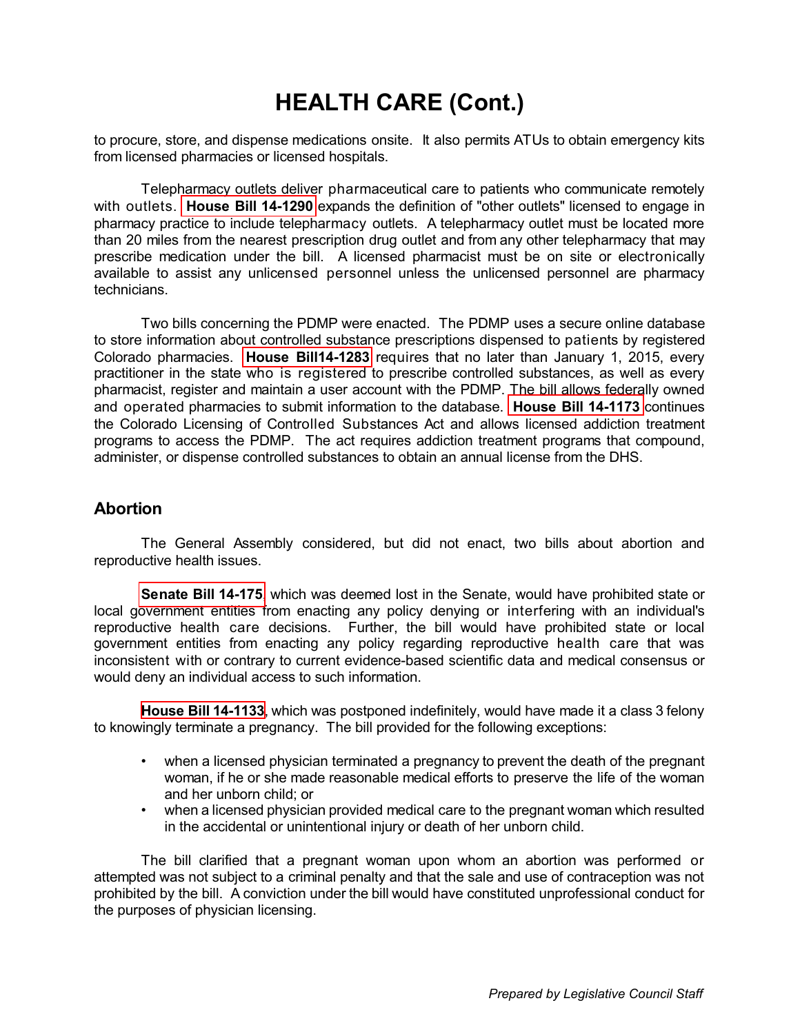# HEALTH CARE (Cont.)

to procure, store, and dispense medications onsite. It also permits ATUs to obtain emergency kits from licensed pharmacies or licensed hospitals.

Telepharmacy outlets deliver pharmaceutical care to patients who communicate remotely with outlets. **House Bill 14-1290** expands the definition of "other outlets" licensed to engage in pharmacy practice to include telepharmacy outlets. A telepharmacy outlet must be located more than 20 miles from the nearest prescription drug outlet and from any other telepharmacy that may prescribe medication under the bill. A licensed pharmacist must be on site or electronically available to assist any unlicensed personnel unless the unlicensed personnel are pharmacy technicians.

Two bills concerning the PDMP were enacted. The PDMP uses a secure online database to store information about controlled substance prescriptions dispensed to patients by registered Colorado pharmacies. **House Bill14-1283** requires that no later than January 1, 2015, every practitioner in the state who is registered to prescribe controlled substances, as well as every pharmacist, register and maintain a user account with the PDMP. The bill allows federally owned and operated pharmacies to submit information to the database. **House Bill 14-1173** continues the Colorado Licensing of Controlled Substances Act and allows licensed addiction treatment programs to access the PDMP. The act requires addiction treatment programs that compound, administer, or dispense controlled substances to obtain an annual license from the DHS.

## Abortion

The General Assembly considered, but did not enact, two bills about abortion and reproductive health issues.

**Senate Bill 14-175**, which was deemed lost in the Senate, would have prohibited state or local government entities from enacting any policy denying or interfering with an individual's reproductive health care decisions. Further, the bill would have prohibited state or local government entities from enacting any policy regarding reproductive health care that was inconsistent with or contrary to current evidence-based scientific data and medical consensus or would deny an individual access to such information.

**House Bill 14-1133**, which was postponed indefinitely, would have made it a class 3 felony to knowingly terminate a pregnancy. The bill provided for the following exceptions:

- when a licensed physician terminated a pregnancy to prevent the death of the pregnant woman, if he or she made reasonable medical efforts to preserve the life of the woman and her unborn child; or
- when a licensed physician provided medical care to the pregnant woman which resulted in the accidental or unintentional injury or death of her unborn child.

The bill clarified that a pregnant woman upon whom an abortion was performed or attempted was not subject to a criminal penalty and that the sale and use of contraception was not prohibited by the bill. A conviction under the bill would have constituted unprofessional conduct for the purposes of physician licensing.